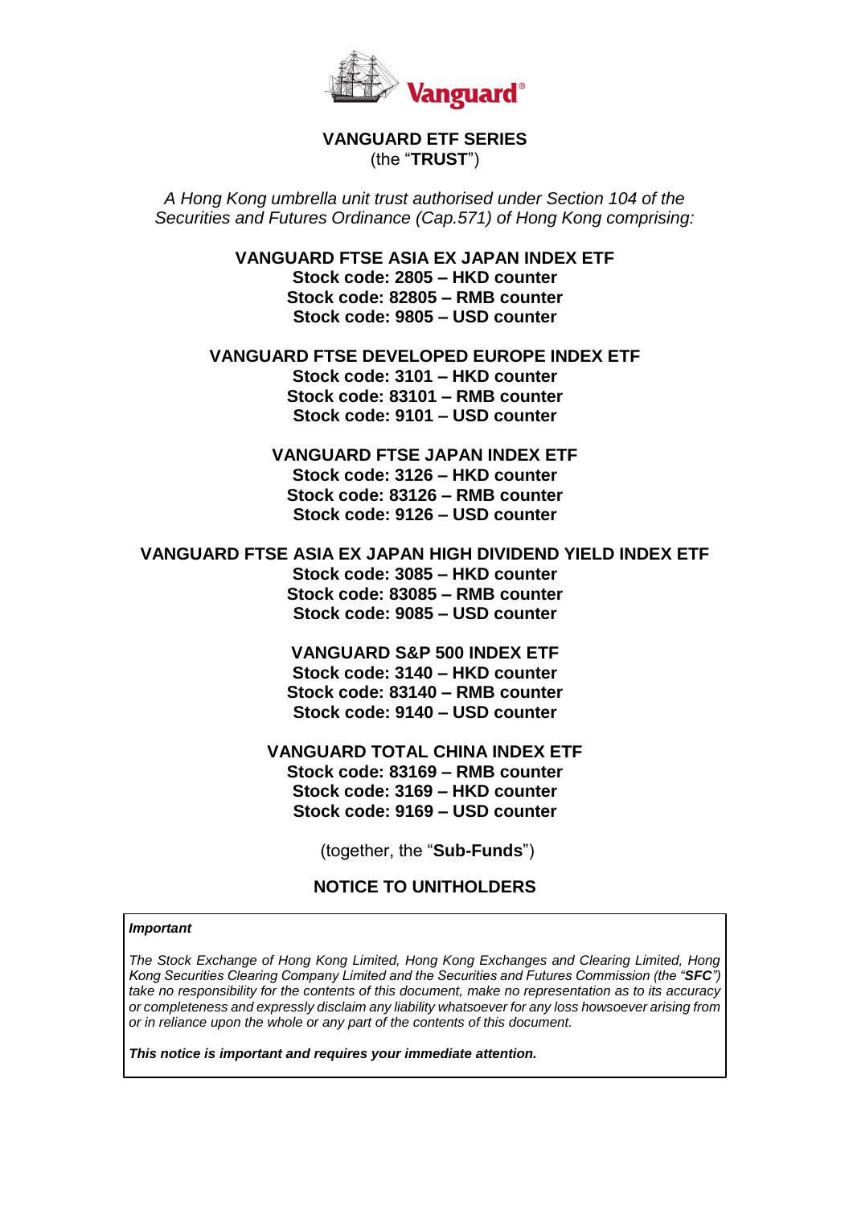# VANGUARD ETF SERIES

(the "**TRUST**")

*A Hong Kong umbrella unit trust authorised under Section 104 of the Securities and Futures Ordinance (Cap.571) of Hong Kong comprising:*

**VANGUARD FTSE ASIA EX JAPAN INDEX ETF**
**Stock code: 2805 – HKD counter**
**Stock code: 82805 – RMB counter**
**Stock code: 9805 – USD counter**

**VANGUARD FTSE DEVELOPED EUROPE INDEX ETF**
**Stock code: 3101 – HKD counter**
**Stock code: 83101 – RMB counter**
**Stock code: 9101 – USD counter**

**VANGUARD FTSE JAPAN INDEX ETF**
**Stock code: 3126 – HKD counter**
**Stock code: 83126 – RMB counter**
**Stock code: 9126 – USD counter**

**VANGUARD FTSE ASIA EX JAPAN HIGH DIVIDEND YIELD INDEX ETF**
**Stock code: 3085 – HKD counter**
**Stock code: 83085 – RMB counter**
**Stock code: 9085 – USD counter**

**VANGUARD S&P 500 INDEX ETF**
**Stock code: 3140 – HKD counter**
**Stock code: 83140 – RMB counter**
**Stock code: 9140 – USD counter**

**VANGUARD TOTAL CHINA INDEX ETF**
**Stock code: 83169 – RMB counter**
**Stock code: 3169 – HKD counter**
**Stock code: 9169 – USD counter**

(together, the "**Sub-Funds**")

## NOTICE TO UNITHOLDERS

***Important***

*The Stock Exchange of Hong Kong Limited, Hong Kong Exchanges and Clearing Limited, Hong Kong Securities Clearing Company Limited and the Securities and Futures Commission (the "**SFC**") take no responsibility for the contents of this document, make no representation as to its accuracy or completeness and expressly disclaim any liability whatsoever for any loss howsoever arising from or in reliance upon the whole or any part of the contents of this document.*

***This notice is important and requires your immediate attention.***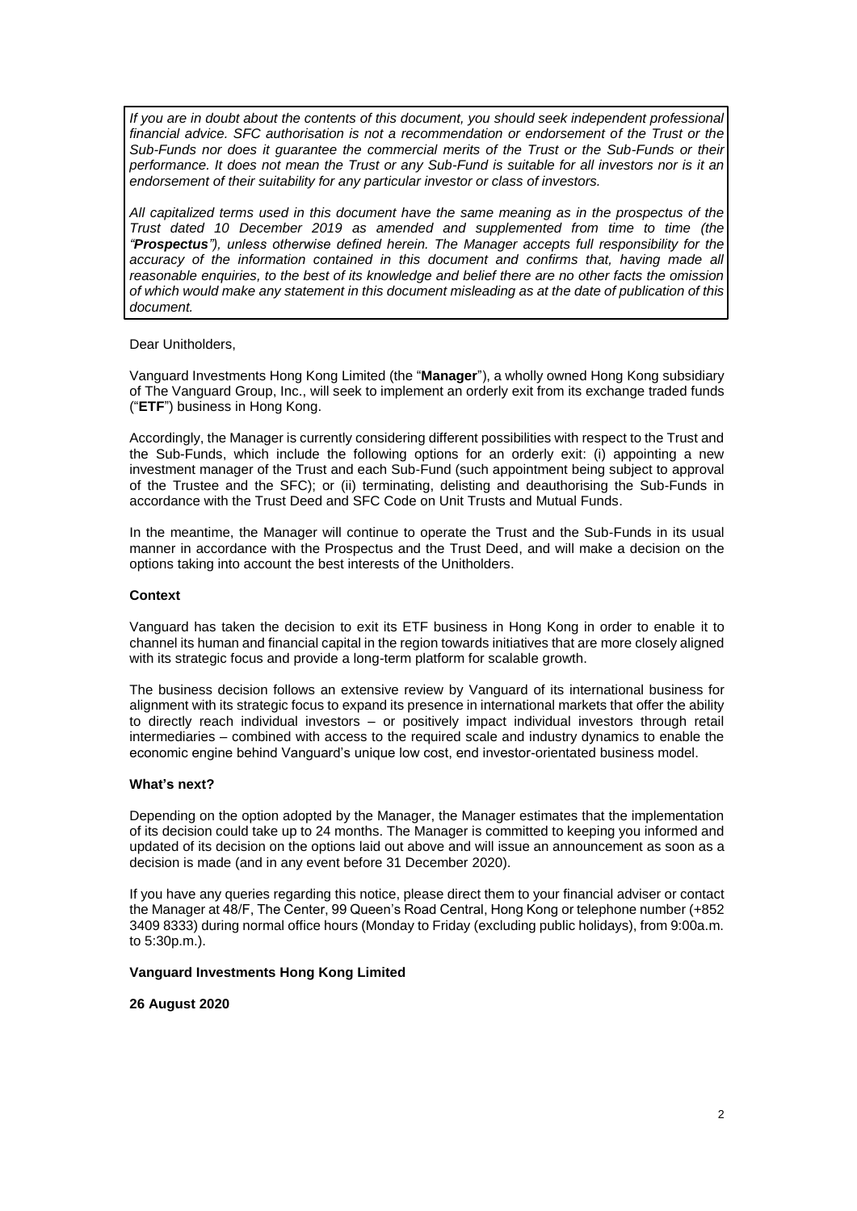*If you are in doubt about the contents of this document, you should seek independent professional financial advice. SFC authorisation is not a recommendation or endorsement of the Trust or the Sub-Funds nor does it guarantee the commercial merits of the Trust or the Sub-Funds or their performance. It does not mean the Trust or any Sub-Fund is suitable for all investors nor is it an endorsement of their suitability for any particular investor or class of investors.*

*All capitalized terms used in this document have the same meaning as in the prospectus of the Trust dated 10 December 2019 as amended and supplemented from time to time (the "**Prospectus**"), unless otherwise defined herein. The Manager accepts full responsibility for the accuracy of the information contained in this document and confirms that, having made all reasonable enquiries, to the best of its knowledge and belief there are no other facts the omission of which would make any statement in this document misleading as at the date of publication of this document.*

Dear Unitholders,

Vanguard Investments Hong Kong Limited (the "**Manager**"), a wholly owned Hong Kong subsidiary of The Vanguard Group, Inc., will seek to implement an orderly exit from its exchange traded funds ("**ETF**") business in Hong Kong.

Accordingly, the Manager is currently considering different possibilities with respect to the Trust and the Sub-Funds, which include the following options for an orderly exit: (i) appointing a new investment manager of the Trust and each Sub-Fund (such appointment being subject to approval of the Trustee and the SFC); or (ii) terminating, delisting and deauthorising the Sub-Funds in accordance with the Trust Deed and SFC Code on Unit Trusts and Mutual Funds.

In the meantime, the Manager will continue to operate the Trust and the Sub-Funds in its usual manner in accordance with the Prospectus and the Trust Deed, and will make a decision on the options taking into account the best interests of the Unitholders.

**Context**

Vanguard has taken the decision to exit its ETF business in Hong Kong in order to enable it to channel its human and financial capital in the region towards initiatives that are more closely aligned with its strategic focus and provide a long-term platform for scalable growth.

The business decision follows an extensive review by Vanguard of its international business for alignment with its strategic focus to expand its presence in international markets that offer the ability to directly reach individual investors – or positively impact individual investors through retail intermediaries – combined with access to the required scale and industry dynamics to enable the economic engine behind Vanguard's unique low cost, end investor-orientated business model.

**What's next?**

Depending on the option adopted by the Manager, the Manager estimates that the implementation of its decision could take up to 24 months. The Manager is committed to keeping you informed and updated of its decision on the options laid out above and will issue an announcement as soon as a decision is made (and in any event before 31 December 2020).

If you have any queries regarding this notice, please direct them to your financial adviser or contact the Manager at 48/F, The Center, 99 Queen's Road Central, Hong Kong or telephone number (+852 3409 8333) during normal office hours (Monday to Friday (excluding public holidays), from 9:00a.m. to 5:30p.m.).

**Vanguard Investments Hong Kong Limited**

**26 August 2020**